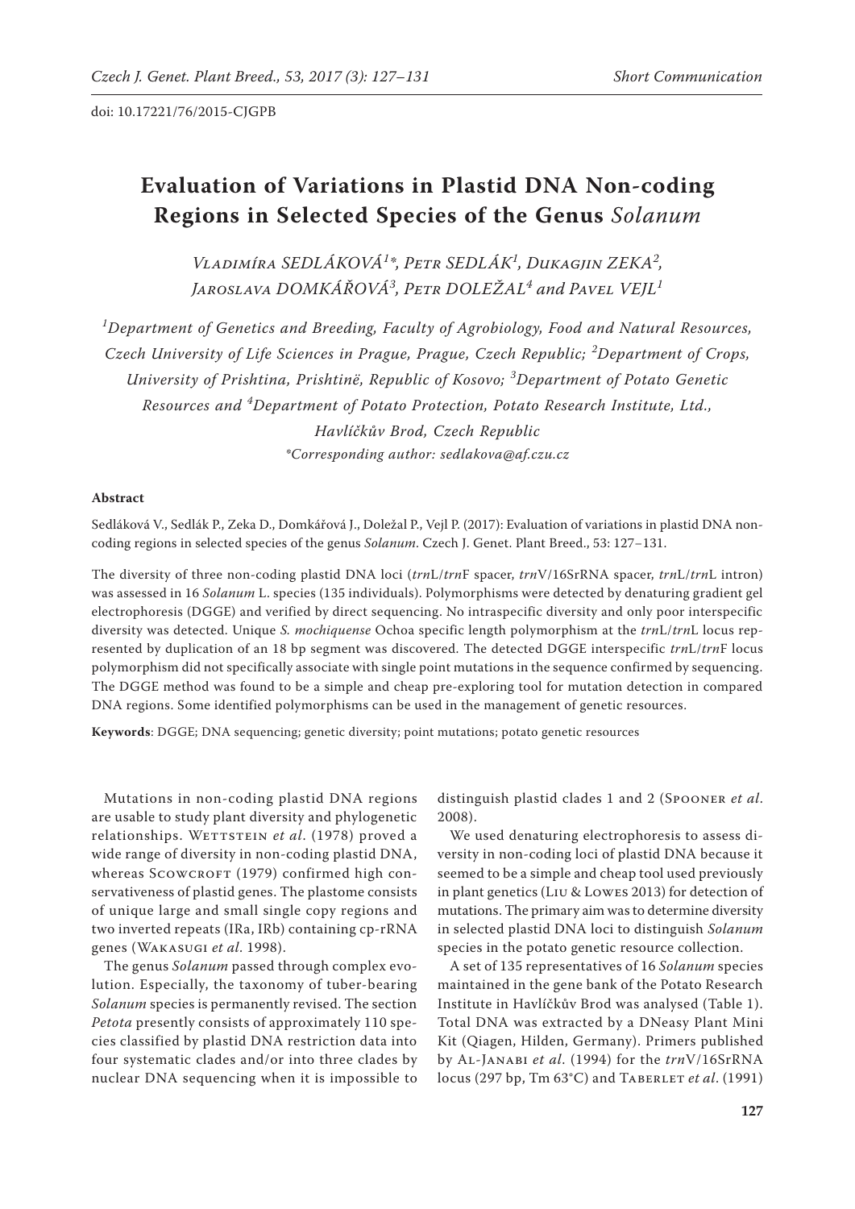doi: 10.17221/76/2015-CJGPB

# Evaluation of Variations in Plastid DNA Non-coding Regions in Selected Species of the Genus *Solanum*

Vladimíra SEDLÁKOVÁ[1*], Petr SEDLÁK[1], Dukagjin ZEKA[2], Jaroslava DOMKÁŘOVÁ[3], Petr DOLEŽAL[4] and Pavel VEJL[1]

[1]Department of Genetics and Breeding, Faculty of Agrobiology, Food and Natural Resources, Czech University of Life Sciences in Prague, Prague, Czech Republic; [2]Department of Crops, University of Prishtina, Prishtinë, Republic of Kosovo; [3]Department of Potato Genetic Resources and [4]Department of Potato Protection, Potato Research Institute, Ltd., Havlíčkův Brod, Czech Republic

*Corresponding author: sedlakova@af.czu.cz

## Abstract

Sedláková V., Sedlák P., Zeka D., Domkářová J., Doležal P., Vejl P. (2017): Evaluation of variations in plastid DNA non-coding regions in selected species of the genus *Solanum*. Czech J. Genet. Plant Breed., 53: 127–131.

The diversity of three non-coding plastid DNA loci (*trn*L/*trn*F spacer, *trn*V/16SrRNA spacer, *trn*L/*trn*L intron) was assessed in 16 *Solanum* L. species (135 individuals). Polymorphisms were detected by denaturing gradient gel electrophoresis (DGGE) and verified by direct sequencing. No intraspecific diversity and only poor interspecific diversity was detected. Unique *S. mochiquense* Ochoa specific length polymorphism at the *trn*L/*trn*L locus represented by duplication of an 18 bp segment was discovered. The detected DGGE interspecific *trn*L/*trn*F locus polymorphism did not specifically associate with single point mutations in the sequence confirmed by sequencing. The DGGE method was found to be a simple and cheap pre-exploring tool for mutation detection in compared DNA regions. Some identified polymorphisms can be used in the management of genetic resources.

**Keywords**: DGGE; DNA sequencing; genetic diversity; point mutations; potato genetic resources

Mutations in non-coding plastid DNA regions are usable to study plant diversity and phylogenetic relationships. Wettstein *et al*. (1978) proved a wide range of diversity in non-coding plastid DNA, whereas Scowcroft (1979) confirmed high conservativeness of plastid genes. The plastome consists of unique large and small single copy regions and two inverted repeats (IRa, IRb) containing cp-rRNA genes (Wakasugi *et al*. 1998).

The genus *Solanum* passed through complex evolution. Especially, the taxonomy of tuber-bearing *Solanum* species is permanently revised. The section *Petota* presently consists of approximately 110 species classified by plastid DNA restriction data into four systematic clades and/or into three clades by nuclear DNA sequencing when it is impossible to distinguish plastid clades 1 and 2 (Spooner *et al*. 2008).

We used denaturing electrophoresis to assess diversity in non-coding loci of plastid DNA because it seemed to be a simple and cheap tool used previously in plant genetics (Liu & Lowes 2013) for detection of mutations. The primary aim was to determine diversity in selected plastid DNA loci to distinguish *Solanum* species in the potato genetic resource collection.

A set of 135 representatives of 16 *Solanum* species maintained in the gene bank of the Potato Research Institute in Havlíčkův Brod was analysed (Table 1). Total DNA was extracted by a DNeasy Plant Mini Kit (Qiagen, Hilden, Germany). Primers published by Al-Janabi *et al*. (1994) for the *trn*V/16SrRNA locus (297 bp, Tm 63°C) and Taberlet *et al*. (1991)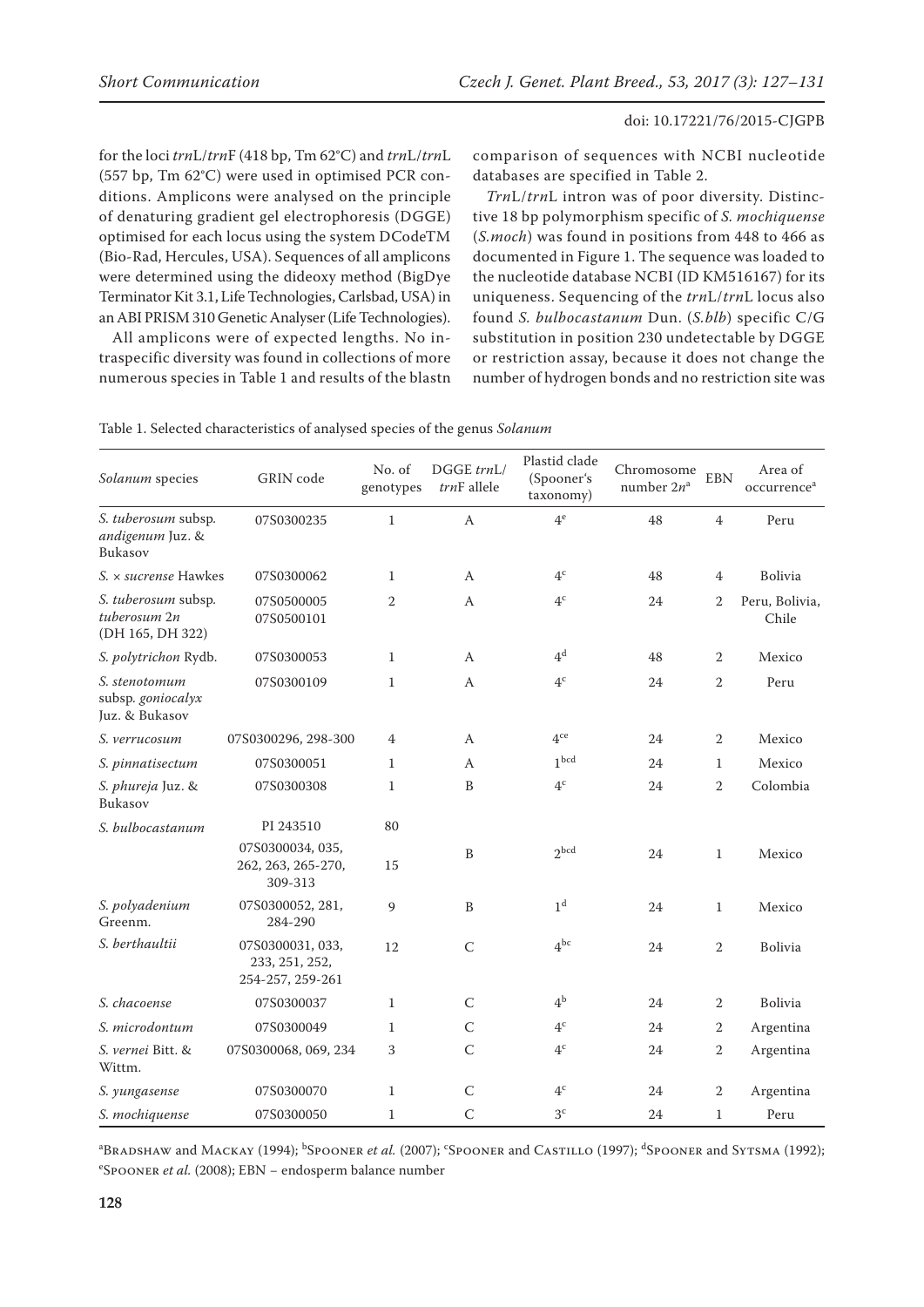for the loci *trn*L/*trn*F (418 bp, Tm 62°C) and *trn*L/*trn*L (557 bp, Tm 62°C) were used in optimised PCR conditions. Amplicons were analysed on the principle of denaturing gradient gel electrophoresis (DGGE) optimised for each locus using the system DCodeTM (Bio-Rad, Hercules, USA). Sequences of all amplicons were determined using the dideoxy method (BigDye Terminator Kit 3.1, Life Technologies, Carlsbad, USA) in an ABI PRISM 310 Genetic Analyser (Life Technologies).

All amplicons were of expected lengths. No intraspecific diversity was found in collections of more numerous species in Table 1 and results of the blastn comparison of sequences with NCBI nucleotide databases are specified in Table 2.

*Trn*L/*trn*L intron was of poor diversity. Distinctive 18 bp polymorphism specific of *S. mochiquense* (*S.moch*) was found in positions from 448 to 466 as documented in Figure 1. The sequence was loaded to the nucleotide database NCBI (ID KM516167) for its uniqueness. Sequencing of the *trn*L/*trn*L locus also found *S. bulbocastanum* Dun. (*S.blb*) specific C/G substitution in position 230 undetectable by DGGE or restriction assay, because it does not change the number of hydrogen bonds and no restriction site was

Table 1. Selected characteristics of analysed species of the genus *Solanum*

| *Solanum* species | GRIN code | No. of genotypes | DGGE *trn*L/*trn*F allele | Plastid clade (Spooner's taxonomy) | Chromosome number 2*n*[a] | EBN | Area of occurrence[a] |
|---|---|---|---|---|---|---|---|
| *S. tuberosum* subsp. *andigenum* Juz. & Bukasov | 07S0300235 | 1 | A | 4[e] | 48 | 4 | Peru |
| *S.* × *sucrense* Hawkes | 07S0300062 | 1 | A | 4[c] | 48 | 4 | Bolivia |
| *S. tuberosum* subsp. *tuberosum* 2*n* (DH 165, DH 322) | 07S0500005 07S0500101 | 2 | A | 4[c] | 24 | 2 | Peru, Bolivia, Chile |
| *S. polytrichon* Rydb. | 07S0300053 | 1 | A | 4[d] | 48 | 2 | Mexico |
| *S. stenotomum* subsp. *goniocalyx* Juz. & Bukasov | 07S0300109 | 1 | A | 4[c] | 24 | 2 | Peru |
| *S. verrucosum* | 07S0300296, 298-300 | 4 | A | 4[ce] | 24 | 2 | Mexico |
| *S. pinnatisectum* | 07S0300051 | 1 | A | 1[bcd] | 24 | 1 | Mexico |
| *S. phureja* Juz. & Bukasov | 07S0300308 | 1 | B | 4[c] | 24 | 2 | Colombia |
| *S. bulbocastanum* | PI 243510 | 80 | | | | | |
| | 07S0300034, 035, 262, 263, 265-270, 309-313 | 15 | B | 2[bcd] | 24 | 1 | Mexico |
| *S. polyadenium* Greenm. | 07S0300052, 281, 284-290 | 9 | B | 1[d] | 24 | 1 | Mexico |
| *S. berthaultii* | 07S0300031, 033, 233, 251, 252, 254-257, 259-261 | 12 | C | 4[bc] | 24 | 2 | Bolivia |
| *S. chacoense* | 07S0300037 | 1 | C | 4[b] | 24 | 2 | Bolivia |
| *S. microdontum* | 07S0300049 | 1 | C | 4[c] | 24 | 2 | Argentina |
| *S. vernei* Bitt. & Wittm. | 07S0300068, 069, 234 | 3 | C | 4[c] | 24 | 2 | Argentina |
| *S. yungasense* | 07S0300070 | 1 | C | 4[c] | 24 | 2 | Argentina |
| *S. mochiquense* | 07S0300050 | 1 | C | 3[c] | 24 | 1 | Peru |

[a]Bradshaw and Mackay (1994); [b]Spooner *et al.* (2007); [c]Spooner and Castillo (1997); [d]Spooner and Sytsma (1992); [e]Spooner *et al.* (2008); EBN – endosperm balance number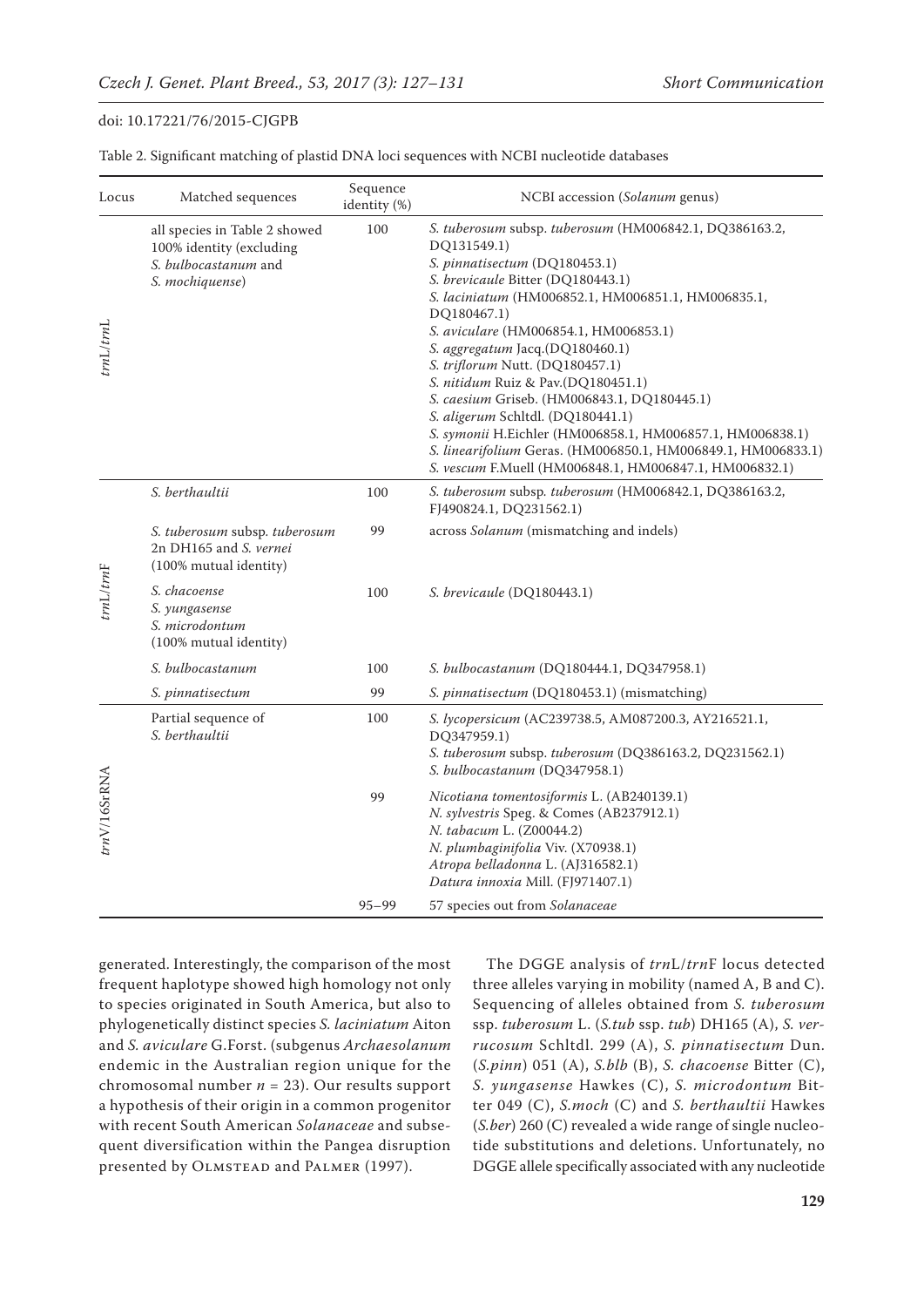doi: 10.17221/76/2015-CJGPB

Table 2. Significant matching of plastid DNA loci sequences with NCBI nucleotide databases

| Locus | Matched sequences | Sequence identity (%) | NCBI accession (*Solanum* genus) |
|---|---|---|---|
| *trn*L/*trn*L | all species in Table 2 showed 100% identity (excluding *S. bulbocastanum* and *S. mochiquense*) | 100 | *S. tuberosum* subsp. *tuberosum* (HM006842.1, DQ386163.2, DQ131549.1)<br>*S. pinnatisectum* (DQ180453.1)<br>*S. brevicaule* Bitter (DQ180443.1)<br>*S. laciniatum* (HM006852.1, HM006851.1, HM006835.1, DQ180467.1)<br>*S. aviculare* (HM006854.1, HM006853.1)<br>*S. aggregatum* Jacq.(DQ180460.1)<br>*S. triflorum* Nutt. (DQ180457.1)<br>*S. nitidum* Ruiz & Pav.(DQ180451.1)<br>*S. caesium* Griseb. (HM006843.1, DQ180445.1)<br>*S. aligerum* Schltdl. (DQ180441.1)<br>*S. symonii* H.Eichler (HM006858.1, HM006857.1, HM006838.1)<br>*S. linearifolium* Geras. (HM006850.1, HM006849.1, HM006833.1)<br>*S. vescum* F.Muell (HM006848.1, HM006847.1, HM006832.1) |
| *trn*L/*trn*F | *S. berthaultii* | 100 | *S. tuberosum* subsp. *tuberosum* (HM006842.1, DQ386163.2, FJ490824.1, DQ231562.1) |
| | *S. tuberosum* subsp. *tuberosum* 2n DH165 and *S. vernei* (100% mutual identity) | 99 | across *Solanum* (mismatching and indels) |
| | *S. chacoense*<br>*S. yungasense*<br>*S. microdontum*<br>(100% mutual identity) | 100 | *S. brevicaule* (DQ180443.1) |
| | *S. bulbocastanum* | 100 | *S. bulbocastanum* (DQ180444.1, DQ347958.1) |
| | *S. pinnatisectum* | 99 | *S. pinnatisectum* (DQ180453.1) (mismatching) |
| *trn*V/16SrRNA | Partial sequence of *S. berthaultii* | 100 | *S. lycopersicum* (AC239738.5, AM087200.3, AY216521.1, DQ347959.1)<br>*S. tuberosum* subsp. *tuberosum* (DQ386163.2, DQ231562.1)<br>*S. bulbocastanum* (DQ347958.1) |
| | | 99 | *Nicotiana tomentosiformis* L. (AB240139.1)<br>*N. sylvestris* Speg. & Comes (AB237912.1)<br>*N. tabacum* L. (Z00044.2)<br>*N. plumbaginifolia* Viv. (X70938.1)<br>*Atropa belladonna* L. (AJ316582.1)<br>*Datura innoxia* Mill. (FJ971407.1) |
| | | 95–99 | 57 species out from *Solanaceae* |

generated. Interestingly, the comparison of the most frequent haplotype showed high homology not only to species originated in South America, but also to phylogenetically distinct species *S. laciniatum* Aiton and *S. aviculare* G.Forst. (subgenus *Archaesolanum* endemic in the Australian region unique for the chromosomal number $n = 23$). Our results support a hypothesis of their origin in a common progenitor with recent South American *Solanaceae* and subsequent diversification within the Pangea disruption presented by Olmstead and Palmer (1997).

The DGGE analysis of *trn*L/*trn*F locus detected three alleles varying in mobility (named A, B and C). Sequencing of alleles obtained from *S. tuberosum* ssp. *tuberosum* L. (*S.tub* ssp. *tub*) DH165 (A), *S. verrucosum* Schltdl. 299 (A), *S. pinnatisectum* Dun. (*S.pinn*) 051 (A), *S.blb* (B), *S. chacoense* Bitter (C), *S. yungasense* Hawkes (C), *S. microdontum* Bitter 049 (C), *S.moch* (C) and *S. berthaultii* Hawkes (*S.ber*) 260 (C) revealed a wide range of single nucleotide substitutions and deletions. Unfortunately, no DGGE allele specifically associated with any nucleotide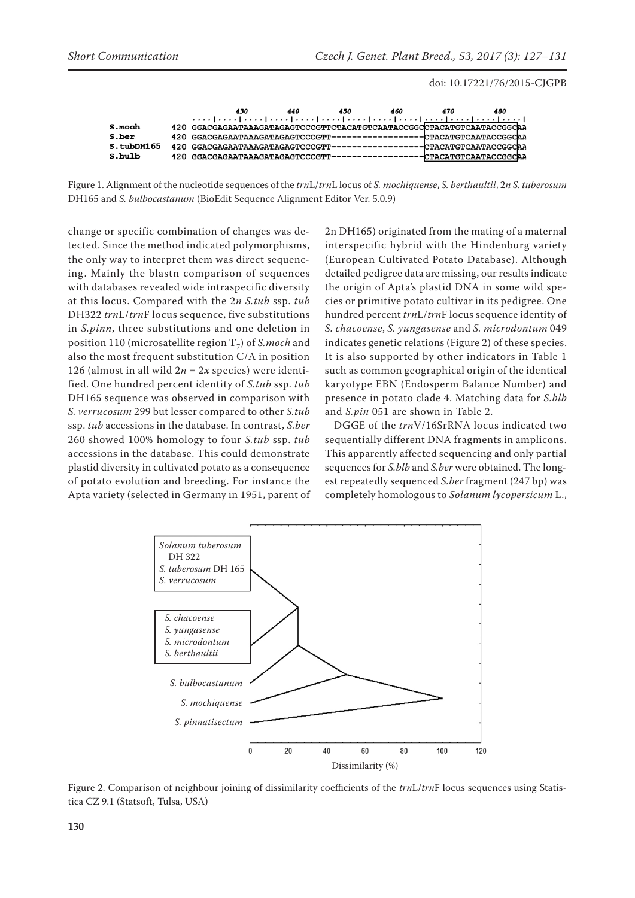```
                 430       440       450       460       470       480
            ....|....|....|....|....|....|....|....|....|....|....|....|
S.moch     420 GGACGAGAATAAAGATAGAGTCCCGTTCTACATGTCAATACCGGCCTACATGTCAATACCGGCAA
S.ber      420 GGACGAGAATAAAGATAGAGTCCCGTT------------------CTACATGTCAATACCGGCAA
S.tubDH165 420 GGACGAGAATAAAGATAGAGTCCCGTT------------------CTACATGTCAATACCGGCAA
S.bulb     420 GGACGAGAATAAAGATAGAGTCCCGTT------------------CTACATGTCAATACCGGCAA
```

Figure 1. Alignment of the nucleotide sequences of the *trn*L/*trn*L locus of *S. mochiquense*, *S. berthaultii*, 2*n* *S. tuberosum* DH165 and *S. bulbocastanum* (BioEdit Sequence Alignment Editor Ver. 5.0.9)

change or specific combination of changes was detected. Since the method indicated polymorphisms, the only way to interpret them was direct sequencing. Mainly the blastn comparison of sequences with databases revealed wide intraspecific diversity at this locus. Compared with the 2*n* *S.tub* ssp. *tub* DH322 *trn*L/*trn*F locus sequence, five substitutions in *S.pinn*, three substitutions and one deletion in position 110 (microsatellite region $T_7$) of *S.moch* and also the most frequent substitution C/A in position 126 (almost in all wild $2n = 2x$ species) were identified. One hundred percent identity of *S.tub* ssp. *tub* DH165 sequence was observed in comparison with *S. verrucosum* 299 but lesser compared to other *S.tub* ssp. *tub* accessions in the database. In contrast, *S.ber* 260 showed 100% homology to four *S.tub* ssp. *tub* accessions in the database. This could demonstrate plastid diversity in cultivated potato as a consequence of potato evolution and breeding. For instance the Apta variety (selected in Germany in 1951, parent of 2n DH165) originated from the mating of a maternal interspecific hybrid with the Hindenburg variety (European Cultivated Potato Database). Although detailed pedigree data are missing, our results indicate the origin of Apta's plastid DNA in some wild species or primitive potato cultivar in its pedigree. One hundred percent *trn*L/*trn*F locus sequence identity of *S. chacoense*, *S. yungasense* and *S. microdontum* 049 indicates genetic relations (Figure 2) of these species. It is also supported by other indicators in Table 1 such as common geographical origin of the identical karyotype EBN (Endosperm Balance Number) and presence in potato clade 4. Matching data for *S.blb* and *S.pin* 051 are shown in Table 2.

DGGE of the *trn*V/16SrRNA locus indicated two sequentially different DNA fragments in amplicons. This apparently affected sequencing and only partial sequences for *S.blb* and *S.ber* were obtained. The longest repeatedly sequenced *S.ber* fragment (247 bp) was completely homologous to *Solanum lycopersicum* L.,

Figure 2. Comparison of neighbour joining of dissimilarity coefficients of the *trn*L/*trn*F locus sequences using Statistica CZ 9.1 (Statsoft, Tulsa, USA)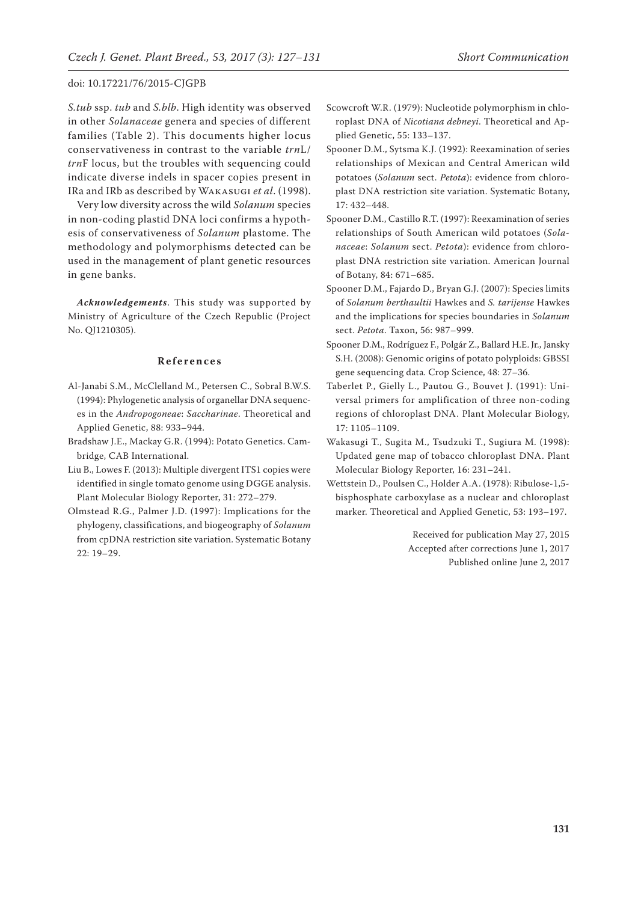*S.tub* ssp. *tub* and *S.blb*. High identity was observed in other *Solanaceae* genera and species of different families (Table 2). This documents higher locus conservativeness in contrast to the variable *trn*L/*trn*F locus, but the troubles with sequencing could indicate diverse indels in spacer copies present in IRa and IRb as described by Wakasugi *et al*. (1998).

Very low diversity across the wild *Solanum* species in non-coding plastid DNA loci confirms a hypothesis of conservativeness of *Solanum* plastome. The methodology and polymorphisms detected can be used in the management of plant genetic resources in gene banks.

***Acknowledgements***. This study was supported by Ministry of Agriculture of the Czech Republic (Project No. QJ1210305).

## References

Al-Janabi S.M., McClelland M., Petersen C., Sobral B.W.S. (1994): Phylogenetic analysis of organellar DNA sequences in the *Andropogoneae*: *Saccharinae*. Theoretical and Applied Genetic, 88: 933–944.

Bradshaw J.E., Mackay G.R. (1994): Potato Genetics. Cambridge, CAB International.

Liu B., Lowes F. (2013): Multiple divergent ITS1 copies were identified in single tomato genome using DGGE analysis. Plant Molecular Biology Reporter, 31: 272–279.

Olmstead R.G., Palmer J.D. (1997): Implications for the phylogeny, classifications, and biogeography of *Solanum* from cpDNA restriction site variation. Systematic Botany 22: 19–29.

Scowcroft W.R. (1979): Nucleotide polymorphism in chloroplast DNA of *Nicotiana debneyi*. Theoretical and Applied Genetic, 55: 133–137.

Spooner D.M., Sytsma K.J. (1992): Reexamination of series relationships of Mexican and Central American wild potatoes (*Solanum* sect. *Petota*): evidence from chloroplast DNA restriction site variation. Systematic Botany, 17: 432–448.

Spooner D.M., Castillo R.T. (1997): Reexamination of series relationships of South American wild potatoes (*Solanaceae*: *Solanum* sect. *Petota*): evidence from chloroplast DNA restriction site variation. American Journal of Botany, 84: 671–685.

Spooner D.M., Fajardo D., Bryan G.J. (2007): Species limits of *Solanum berthaultii* Hawkes and *S. tarijense* Hawkes and the implications for species boundaries in *Solanum* sect. *Petota*. Taxon, 56: 987–999.

Spooner D.M., Rodríguez F., Polgár Z., Ballard H.E. Jr., Jansky S.H. (2008): Genomic origins of potato polyploids: GBSSI gene sequencing data*.* Crop Science, 48: 27–36.

Taberlet P., Gielly L., Pautou G., Bouvet J. (1991): Universal primers for amplification of three non-coding regions of chloroplast DNA. Plant Molecular Biology, 17: 1105–1109.

Wakasugi T., Sugita M., Tsudzuki T., Sugiura M. (1998): Updated gene map of tobacco chloroplast DNA. Plant Molecular Biology Reporter, 16: 231–241.

Wettstein D., Poulsen C., Holder A.A. (1978): Ribulose-1,5-bisphosphate carboxylase as a nuclear and chloroplast marker. Theoretical and Applied Genetic, 53: 193–197.

Received for publication May 27, 2015
Accepted after corrections June 1, 2017
Published online June 2, 2017